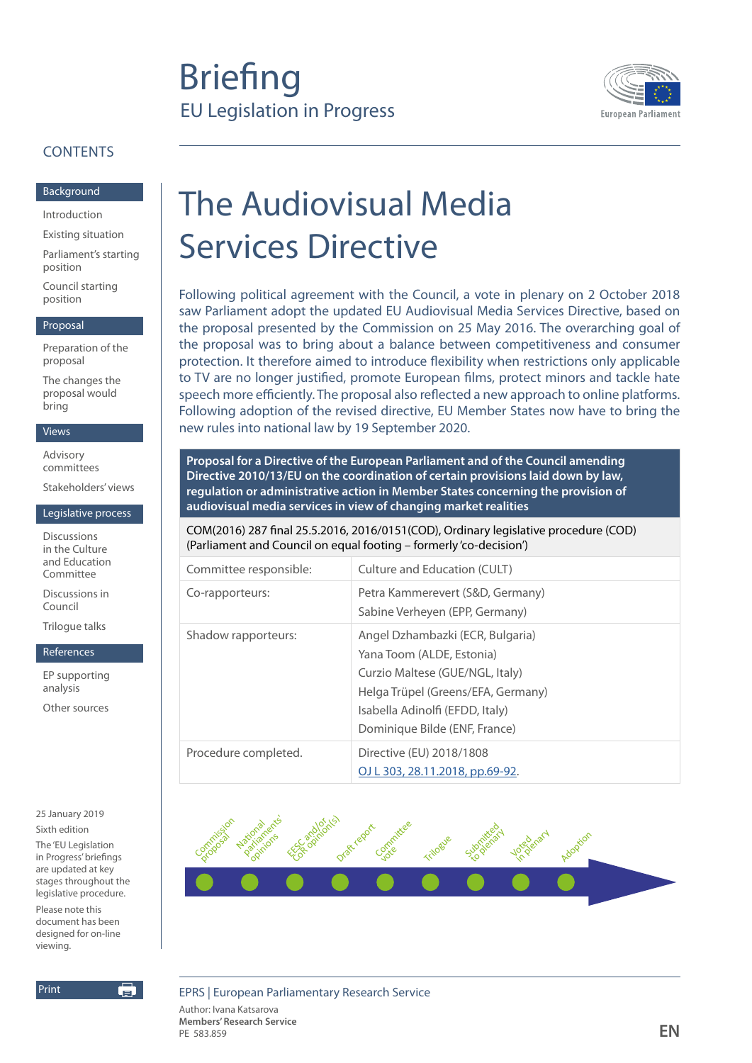# Briefing

EU Legislation in Progress

European Parliament

## CONTENTS

**Background**

- Introduction
- Existing situation
- Parliament's starting position
- Council starting position

**Proposal**

- Preparation of the proposal
- The changes the proposal would bring

**Views**

- Advisory committees
- Stakeholders' views

**Legislative process**

- Discussions in the Culture and Education Committee
- Discussions in Council
- Trilogue talks

**References**

- EP supporting analysis
- Other sources

25 January 2019

Sixth edition

The 'EU Legislation in Progress' briefings are updated at key stages throughout the legislative procedure.

Please note this document has been designed for on-line viewing.

# The Audiovisual Media Services Directive

Following political agreement with the Council, a vote in plenary on 2 October 2018 saw Parliament adopt the updated EU Audiovisual Media Services Directive, based on the proposal presented by the Commission on 25 May 2016. The overarching goal of the proposal was to bring about a balance between competitiveness and consumer protection. It therefore aimed to introduce flexibility when restrictions only applicable to TV are no longer justified, promote European films, protect minors and tackle hate speech more efficiently. The proposal also reflected a new approach to online platforms. Following adoption of the revised directive, EU Member States now have to bring the new rules into national law by 19 September 2020.

| **Proposal for a Directive of the European Parliament and of the Council amending Directive 2010/13/EU on the coordination of certain provisions laid down by law, regulation or administrative action in Member States concerning the provision of audiovisual media services in view of changing market realities** | |
|---|---|
| COM(2016) 287 final 25.5.2016, 2016/0151(COD), Ordinary legislative procedure (COD) (Parliament and Council on equal footing – formerly 'co-decision') | |
| Committee responsible: | Culture and Education (CULT) |
| Co-rapporteurs: | Petra Kammerevert (S&D, Germany)<br>Sabine Verheyen (EPP, Germany) |
| Shadow rapporteurs: | Angel Dzhambazki (ECR, Bulgaria)<br>Yana Toom (ALDE, Estonia)<br>Curzio Maltese (GUE/NGL, Italy)<br>Helga Trüpel (Greens/EFA, Germany)<br>Isabella Adinolfi (EFDD, Italy)<br>Dominique Bilde (ENF, France) |
| Procedure completed. | Directive (EU) 2018/1808<br>OJ L 303, 28.11.2018, pp.69-92. |

Commission proposal → National parliaments' opinions → EESC and/or CoR opinion(s) → Draft report → Committee vote → Trilogue → Submitted to plenary → Voted in plenary → Adoption

EPRS | European Parliamentary Research Service

Author: Ivana Katsarova

**Members' Research Service**

PE 583.859

EN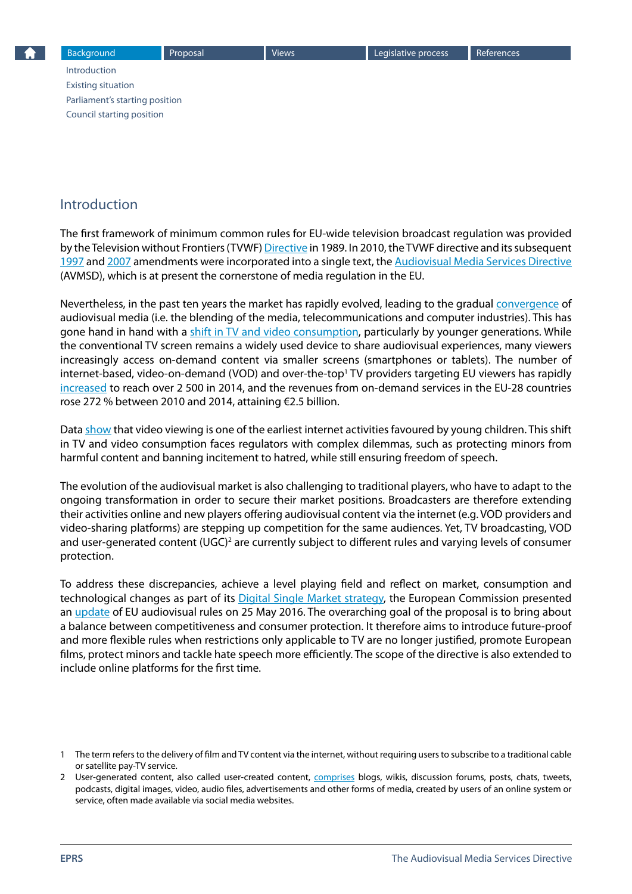## Introduction

The first framework of minimum common rules for EU-wide television broadcast regulation was provided by the Television without Frontiers (TVWF) Directive in 1989. In 2010, the TVWF directive and its subsequent 1997 and 2007 amendments were incorporated into a single text, the Audiovisual Media Services Directive (AVMSD), which is at present the cornerstone of media regulation in the EU.

Nevertheless, in the past ten years the market has rapidly evolved, leading to the gradual convergence of audiovisual media (i.e. the blending of the media, telecommunications and computer industries). This has gone hand in hand with a shift in TV and video consumption, particularly by younger generations. While the conventional TV screen remains a widely used device to share audiovisual experiences, many viewers increasingly access on-demand content via smaller screens (smartphones or tablets). The number of internet-based, video-on-demand (VOD) and over-the-top[1] TV providers targeting EU viewers has rapidly increased to reach over 2 500 in 2014, and the revenues from on-demand services in the EU-28 countries rose 272 % between 2010 and 2014, attaining €2.5 billion.

Data show that video viewing is one of the earliest internet activities favoured by young children. This shift in TV and video consumption faces regulators with complex dilemmas, such as protecting minors from harmful content and banning incitement to hatred, while still ensuring freedom of speech.

The evolution of the audiovisual market is also challenging to traditional players, who have to adapt to the ongoing transformation in order to secure their market positions. Broadcasters are therefore extending their activities online and new players offering audiovisual content via the internet (e.g. VOD providers and video-sharing platforms) are stepping up competition for the same audiences. Yet, TV broadcasting, VOD and user-generated content (UGC)[2] are currently subject to different rules and varying levels of consumer protection.

To address these discrepancies, achieve a level playing field and reflect on market, consumption and technological changes as part of its Digital Single Market strategy, the European Commission presented an update of EU audiovisual rules on 25 May 2016. The overarching goal of the proposal is to bring about a balance between competitiveness and consumer protection. It therefore aims to introduce future-proof and more flexible rules when restrictions only applicable to TV are no longer justified, promote European films, protect minors and tackle hate speech more efficiently. The scope of the directive is also extended to include online platforms for the first time.

1 The term refers to the delivery of film and TV content via the internet, without requiring users to subscribe to a traditional cable or satellite pay-TV service.

2 User-generated content, also called user-created content, comprises blogs, wikis, discussion forums, posts, chats, tweets, podcasts, digital images, video, audio files, advertisements and other forms of media, created by users of an online system or service, often made available via social media websites.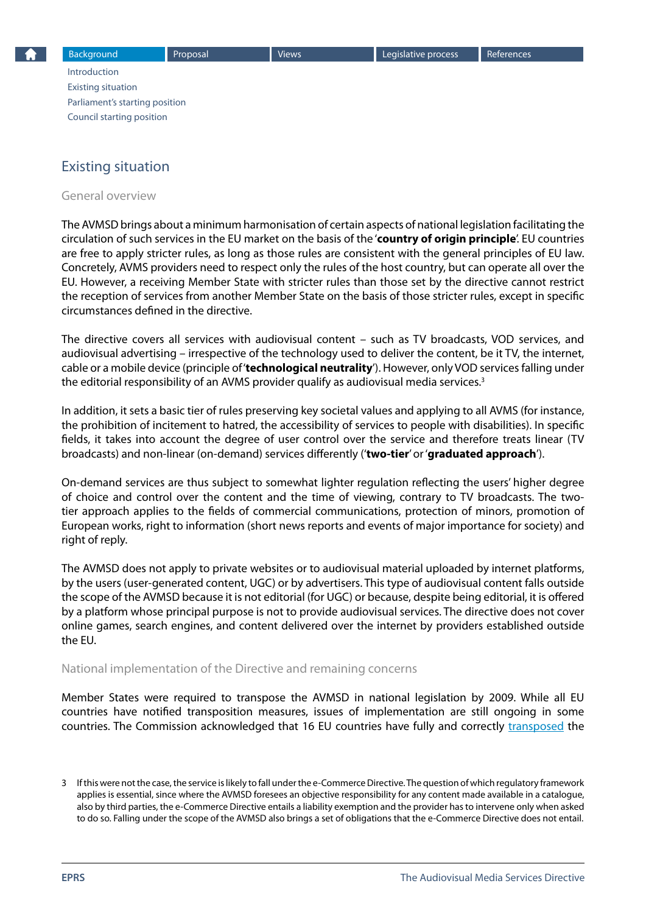## Existing situation

### General overview

The AVMSD brings about a minimum harmonisation of certain aspects of national legislation facilitating the circulation of such services in the EU market on the basis of the '**country of origin principle**'. EU countries are free to apply stricter rules, as long as those rules are consistent with the general principles of EU law. Concretely, AVMS providers need to respect only the rules of the host country, but can operate all over the EU. However, a receiving Member State with stricter rules than those set by the directive cannot restrict the reception of services from another Member State on the basis of those stricter rules, except in specific circumstances defined in the directive.

The directive covers all services with audiovisual content – such as TV broadcasts, VOD services, and audiovisual advertising – irrespective of the technology used to deliver the content, be it TV, the internet, cable or a mobile device (principle of '**technological neutrality**'). However, only VOD services falling under the editorial responsibility of an AVMS provider qualify as audiovisual media services.[3]

In addition, it sets a basic tier of rules preserving key societal values and applying to all AVMS (for instance, the prohibition of incitement to hatred, the accessibility of services to people with disabilities). In specific fields, it takes into account the degree of user control over the service and therefore treats linear (TV broadcasts) and non-linear (on-demand) services differently ('**two-tier**' or '**graduated approach**').

On-demand services are thus subject to somewhat lighter regulation reflecting the users' higher degree of choice and control over the content and the time of viewing, contrary to TV broadcasts. The two-tier approach applies to the fields of commercial communications, protection of minors, promotion of European works, right to information (short news reports and events of major importance for society) and right of reply.

The AVMSD does not apply to private websites or to audiovisual material uploaded by internet platforms, by the users (user-generated content, UGC) or by advertisers. This type of audiovisual content falls outside the scope of the AVMSD because it is not editorial (for UGC) or because, despite being editorial, it is offered by a platform whose principal purpose is not to provide audiovisual services. The directive does not cover online games, search engines, and content delivered over the internet by providers established outside the EU.

### National implementation of the Directive and remaining concerns

Member States were required to transpose the AVMSD in national legislation by 2009. While all EU countries have notified transposition measures, issues of implementation are still ongoing in some countries. The Commission acknowledged that 16 EU countries have fully and correctly transposed the

---

3 If this were not the case, the service is likely to fall under the e-Commerce Directive. The question of which regulatory framework applies is essential, since where the AVMSD foresees an objective responsibility for any content made available in a catalogue, also by third parties, the e-Commerce Directive entails a liability exemption and the provider has to intervene only when asked to do so. Falling under the scope of the AVMSD also brings a set of obligations that the e-Commerce Directive does not entail.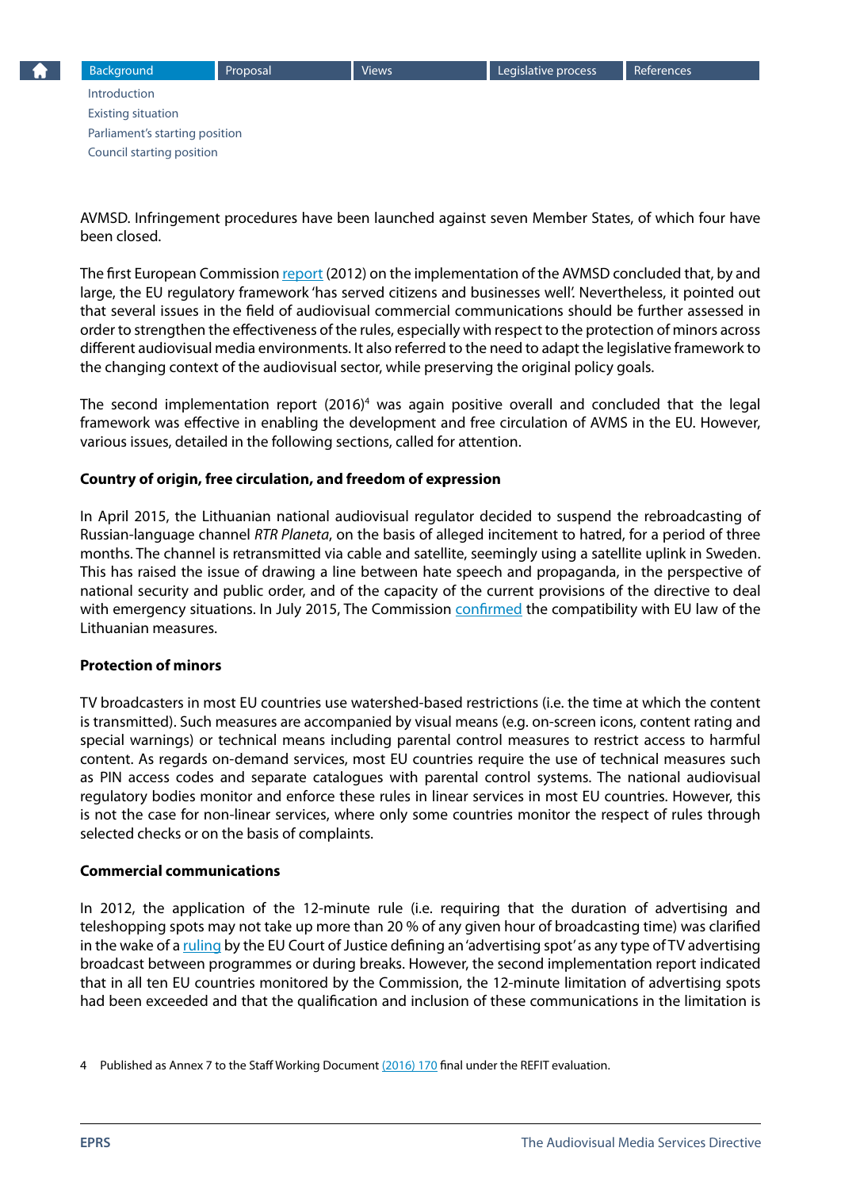AVMSD. Infringement procedures have been launched against seven Member States, of which four have been closed.

The first European Commission report (2012) on the implementation of the AVMSD concluded that, by and large, the EU regulatory framework 'has served citizens and businesses well'. Nevertheless, it pointed out that several issues in the field of audiovisual commercial communications should be further assessed in order to strengthen the effectiveness of the rules, especially with respect to the protection of minors across different audiovisual media environments. It also referred to the need to adapt the legislative framework to the changing context of the audiovisual sector, while preserving the original policy goals.

The second implementation report (2016)[4] was again positive overall and concluded that the legal framework was effective in enabling the development and free circulation of AVMS in the EU. However, various issues, detailed in the following sections, called for attention.

**Country of origin, free circulation, and freedom of expression**

In April 2015, the Lithuanian national audiovisual regulator decided to suspend the rebroadcasting of Russian-language channel *RTR Planeta*, on the basis of alleged incitement to hatred, for a period of three months. The channel is retransmitted via cable and satellite, seemingly using a satellite uplink in Sweden. This has raised the issue of drawing a line between hate speech and propaganda, in the perspective of national security and public order, and of the capacity of the current provisions of the directive to deal with emergency situations. In July 2015, The Commission confirmed the compatibility with EU law of the Lithuanian measures.

**Protection of minors**

TV broadcasters in most EU countries use watershed-based restrictions (i.e. the time at which the content is transmitted). Such measures are accompanied by visual means (e.g. on-screen icons, content rating and special warnings) or technical means including parental control measures to restrict access to harmful content. As regards on-demand services, most EU countries require the use of technical measures such as PIN access codes and separate catalogues with parental control systems. The national audiovisual regulatory bodies monitor and enforce these rules in linear services in most EU countries. However, this is not the case for non-linear services, where only some countries monitor the respect of rules through selected checks or on the basis of complaints.

**Commercial communications**

In 2012, the application of the 12-minute rule (i.e. requiring that the duration of advertising and teleshopping spots may not take up more than 20 % of any given hour of broadcasting time) was clarified in the wake of a ruling by the EU Court of Justice defining an 'advertising spot' as any type of TV advertising broadcast between programmes or during breaks. However, the second implementation report indicated that in all ten EU countries monitored by the Commission, the 12-minute limitation of advertising spots had been exceeded and that the qualification and inclusion of these communications in the limitation is

4 Published as Annex 7 to the Staff Working Document (2016) 170 final under the REFIT evaluation.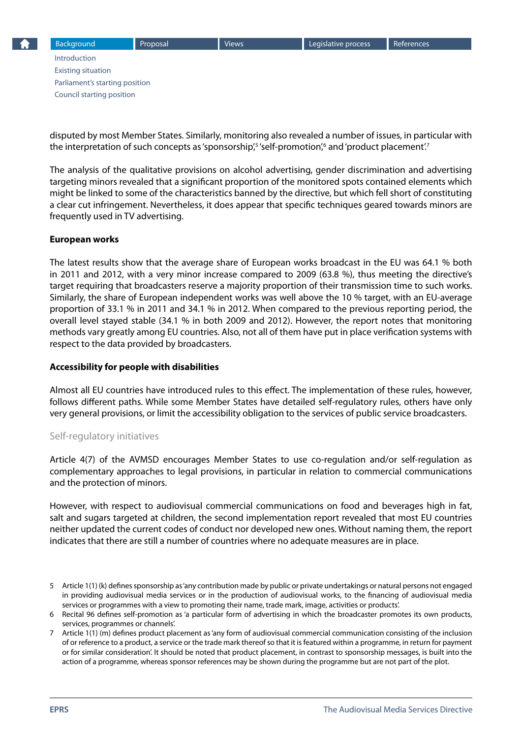disputed by most Member States. Similarly, monitoring also revealed a number of issues, in particular with the interpretation of such concepts as 'sponsorship',[5] 'self-promotion',[6] and 'product placement'.[7]

The analysis of the qualitative provisions on alcohol advertising, gender discrimination and advertising targeting minors revealed that a significant proportion of the monitored spots contained elements which might be linked to some of the characteristics banned by the directive, but which fell short of constituting a clear cut infringement. Nevertheless, it does appear that specific techniques geared towards minors are frequently used in TV advertising.

**European works**

The latest results show that the average share of European works broadcast in the EU was 64.1 % both in 2011 and 2012, with a very minor increase compared to 2009 (63.8 %), thus meeting the directive's target requiring that broadcasters reserve a majority proportion of their transmission time to such works. Similarly, the share of European independent works was well above the 10 % target, with an EU-average proportion of 33.1 % in 2011 and 34.1 % in 2012. When compared to the previous reporting period, the overall level stayed stable (34.1 % in both 2009 and 2012). However, the report notes that monitoring methods vary greatly among EU countries. Also, not all of them have put in place verification systems with respect to the data provided by broadcasters.

**Accessibility for people with disabilities**

Almost all EU countries have introduced rules to this effect. The implementation of these rules, however, follows different paths. While some Member States have detailed self-regulatory rules, others have only very general provisions, or limit the accessibility obligation to the services of public service broadcasters.

### Self-regulatory initiatives

Article 4(7) of the AVMSD encourages Member States to use co-regulation and/or self-regulation as complementary approaches to legal provisions, in particular in relation to commercial communications and the protection of minors.

However, with respect to audiovisual commercial communications on food and beverages high in fat, salt and sugars targeted at children, the second implementation report revealed that most EU countries neither updated the current codes of conduct nor developed new ones. Without naming them, the report indicates that there are still a number of countries where no adequate measures are in place.

5 Article 1(1) (k) defines sponsorship as 'any contribution made by public or private undertakings or natural persons not engaged in providing audiovisual media services or in the production of audiovisual works, to the financing of audiovisual media services or programmes with a view to promoting their name, trade mark, image, activities or products'.

6 Recital 96 defines self-promotion as 'a particular form of advertising in which the broadcaster promotes its own products, services, programmes or channels'.

7 Article 1(1) (m) defines product placement as 'any form of audiovisual commercial communication consisting of the inclusion of or reference to a product, a service or the trade mark thereof so that it is featured within a programme, in return for payment or for similar consideration'. It should be noted that product placement, in contrast to sponsorship messages, is built into the action of a programme, whereas sponsor references may be shown during the programme but are not part of the plot.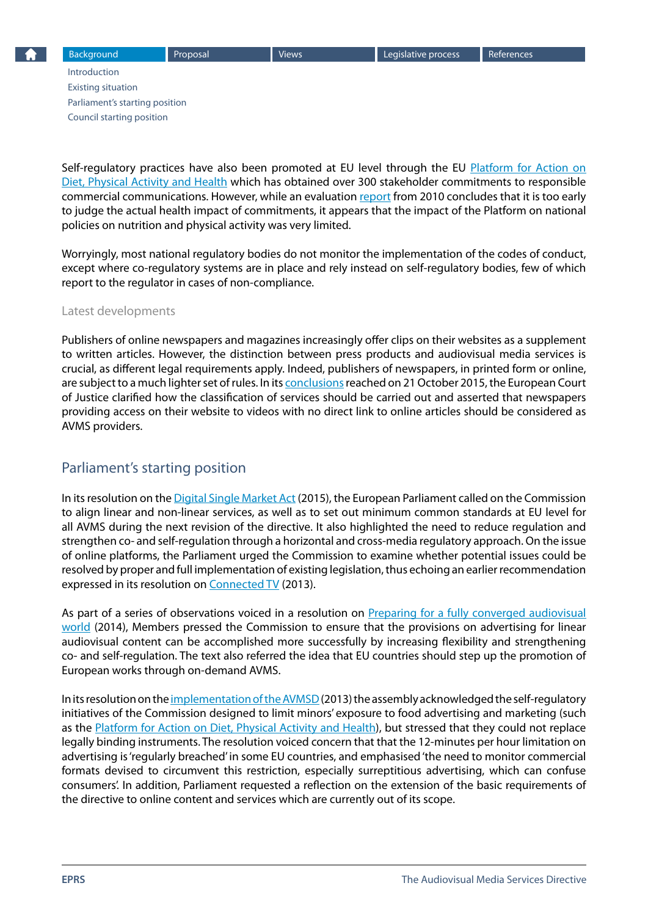Self-regulatory practices have also been promoted at EU level through the EU Platform for Action on Diet, Physical Activity and Health which has obtained over 300 stakeholder commitments to responsible commercial communications. However, while an evaluation report from 2010 concludes that it is too early to judge the actual health impact of commitments, it appears that the impact of the Platform on national policies on nutrition and physical activity was very limited.

Worryingly, most national regulatory bodies do not monitor the implementation of the codes of conduct, except where co-regulatory systems are in place and rely instead on self-regulatory bodies, few of which report to the regulator in cases of non-compliance.

### Latest developments

Publishers of online newspapers and magazines increasingly offer clips on their websites as a supplement to written articles. However, the distinction between press products and audiovisual media services is crucial, as different legal requirements apply. Indeed, publishers of newspapers, in printed form or online, are subject to a much lighter set of rules. In its conclusions reached on 21 October 2015, the European Court of Justice clarified how the classification of services should be carried out and asserted that newspapers providing access on their website to videos with no direct link to online articles should be considered as AVMS providers.

## Parliament's starting position

In its resolution on the Digital Single Market Act (2015), the European Parliament called on the Commission to align linear and non-linear services, as well as to set out minimum common standards at EU level for all AVMS during the next revision of the directive. It also highlighted the need to reduce regulation and strengthen co- and self-regulation through a horizontal and cross-media regulatory approach. On the issue of online platforms, the Parliament urged the Commission to examine whether potential issues could be resolved by proper and full implementation of existing legislation, thus echoing an earlier recommendation expressed in its resolution on Connected TV (2013).

As part of a series of observations voiced in a resolution on Preparing for a fully converged audiovisual world (2014), Members pressed the Commission to ensure that the provisions on advertising for linear audiovisual content can be accomplished more successfully by increasing flexibility and strengthening co- and self-regulation. The text also referred the idea that EU countries should step up the promotion of European works through on-demand AVMS.

In its resolution on the implementation of the AVMSD (2013) the assembly acknowledged the self-regulatory initiatives of the Commission designed to limit minors' exposure to food advertising and marketing (such as the Platform for Action on Diet, Physical Activity and Health), but stressed that they could not replace legally binding instruments. The resolution voiced concern that that the 12-minutes per hour limitation on advertising is 'regularly breached' in some EU countries, and emphasised 'the need to monitor commercial formats devised to circumvent this restriction, especially surreptitious advertising, which can confuse consumers'. In addition, Parliament requested a reflection on the extension of the basic requirements of the directive to online content and services which are currently out of its scope.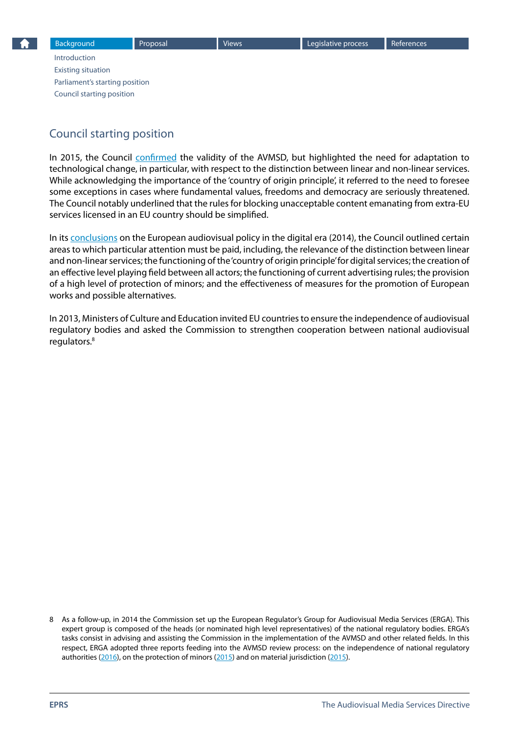## Council starting position

In 2015, the Council confirmed the validity of the AVMSD, but highlighted the need for adaptation to technological change, in particular, with respect to the distinction between linear and non-linear services. While acknowledging the importance of the 'country of origin principle', it referred to the need to foresee some exceptions in cases where fundamental values, freedoms and democracy are seriously threatened. The Council notably underlined that the rules for blocking unacceptable content emanating from extra-EU services licensed in an EU country should be simplified.

In its conclusions on the European audiovisual policy in the digital era (2014), the Council outlined certain areas to which particular attention must be paid, including, the relevance of the distinction between linear and non-linear services; the functioning of the 'country of origin principle' for digital services; the creation of an effective level playing field between all actors; the functioning of current advertising rules; the provision of a high level of protection of minors; and the effectiveness of measures for the promotion of European works and possible alternatives.

In 2013, Ministers of Culture and Education invited EU countries to ensure the independence of audiovisual regulatory bodies and asked the Commission to strengthen cooperation between national audiovisual regulators.[8]

8 As a follow-up, in 2014 the Commission set up the European Regulator's Group for Audiovisual Media Services (ERGA). This expert group is composed of the heads (or nominated high level representatives) of the national regulatory bodies. ERGA's tasks consist in advising and assisting the Commission in the implementation of the AVMSD and other related fields. In this respect, ERGA adopted three reports feeding into the AVMSD review process: on the independence of national regulatory authorities (2016), on the protection of minors (2015) and on material jurisdiction (2015).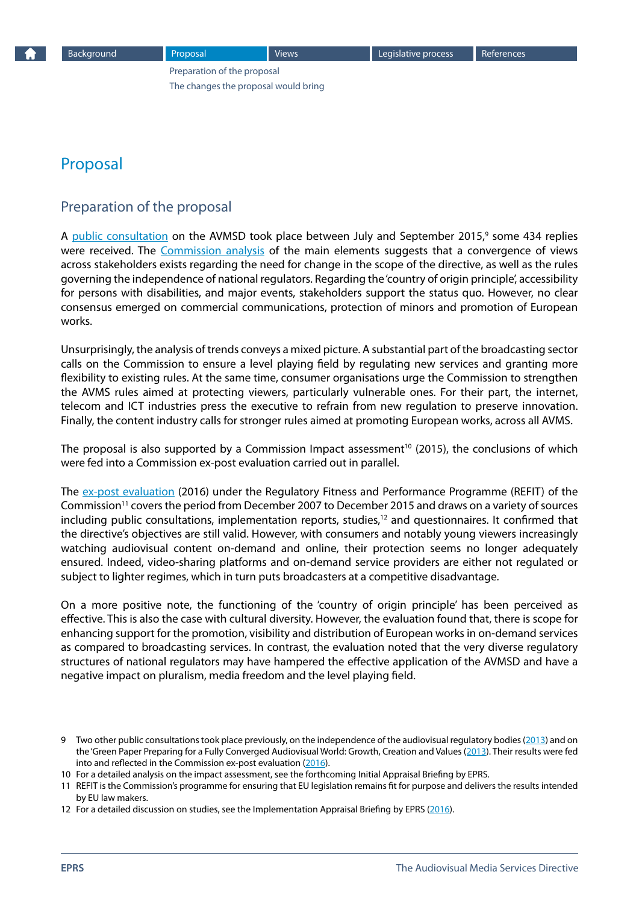# Proposal

## Preparation of the proposal

A public consultation on the AVMSD took place between July and September 2015,[9] some 434 replies were received. The Commission analysis of the main elements suggests that a convergence of views across stakeholders exists regarding the need for change in the scope of the directive, as well as the rules governing the independence of national regulators. Regarding the 'country of origin principle', accessibility for persons with disabilities, and major events, stakeholders support the status quo. However, no clear consensus emerged on commercial communications, protection of minors and promotion of European works.

Unsurprisingly, the analysis of trends conveys a mixed picture. A substantial part of the broadcasting sector calls on the Commission to ensure a level playing field by regulating new services and granting more flexibility to existing rules. At the same time, consumer organisations urge the Commission to strengthen the AVMS rules aimed at protecting viewers, particularly vulnerable ones. For their part, the internet, telecom and ICT industries press the executive to refrain from new regulation to preserve innovation. Finally, the content industry calls for stronger rules aimed at promoting European works, across all AVMS.

The proposal is also supported by a Commission Impact assessment[10] (2015), the conclusions of which were fed into a Commission ex-post evaluation carried out in parallel.

The ex-post evaluation (2016) under the Regulatory Fitness and Performance Programme (REFIT) of the Commission[11] covers the period from December 2007 to December 2015 and draws on a variety of sources including public consultations, implementation reports, studies,[12] and questionnaires. It confirmed that the directive's objectives are still valid. However, with consumers and notably young viewers increasingly watching audiovisual content on-demand and online, their protection seems no longer adequately ensured. Indeed, video-sharing platforms and on-demand service providers are either not regulated or subject to lighter regimes, which in turn puts broadcasters at a competitive disadvantage.

On a more positive note, the functioning of the 'country of origin principle' has been perceived as effective. This is also the case with cultural diversity. However, the evaluation found that, there is scope for enhancing support for the promotion, visibility and distribution of European works in on-demand services as compared to broadcasting services. In contrast, the evaluation noted that the very diverse regulatory structures of national regulators may have hampered the effective application of the AVMSD and have a negative impact on pluralism, media freedom and the level playing field.

---

9 Two other public consultations took place previously, on the independence of the audiovisual regulatory bodies (2013) and on the 'Green Paper Preparing for a Fully Converged Audiovisual World: Growth, Creation and Values (2013). Their results were fed into and reflected in the Commission ex-post evaluation (2016).

10 For a detailed analysis on the impact assessment, see the forthcoming Initial Appraisal Briefing by EPRS.

11 REFIT is the Commission's programme for ensuring that EU legislation remains fit for purpose and delivers the results intended by EU law makers.

12 For a detailed discussion on studies, see the Implementation Appraisal Briefing by EPRS (2016).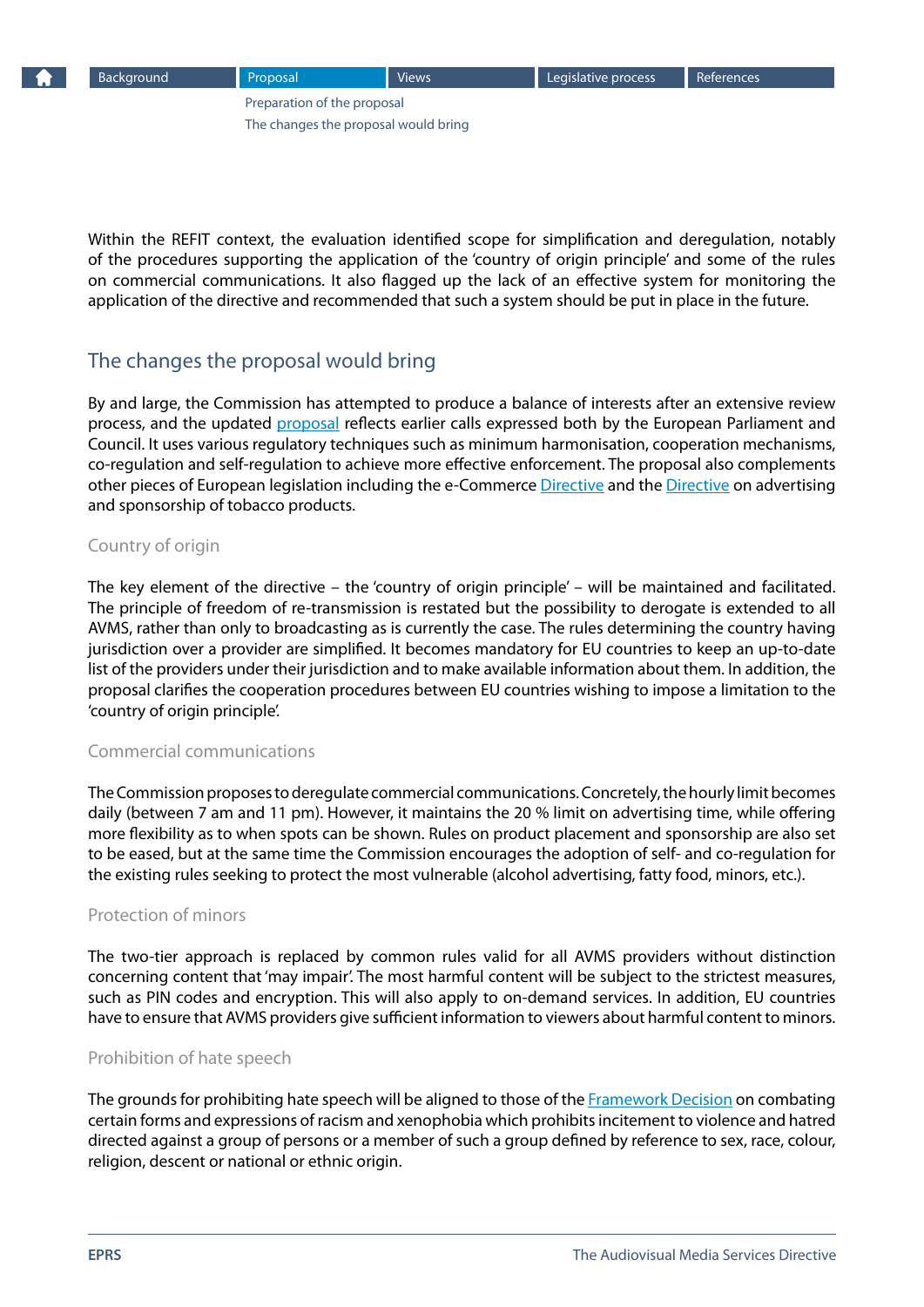Within the REFIT context, the evaluation identified scope for simplification and deregulation, notably of the procedures supporting the application of the 'country of origin principle' and some of the rules on commercial communications. It also flagged up the lack of an effective system for monitoring the application of the directive and recommended that such a system should be put in place in the future.

## The changes the proposal would bring

By and large, the Commission has attempted to produce a balance of interests after an extensive review process, and the updated proposal reflects earlier calls expressed both by the European Parliament and Council. It uses various regulatory techniques such as minimum harmonisation, cooperation mechanisms, co-regulation and self-regulation to achieve more effective enforcement. The proposal also complements other pieces of European legislation including the e-Commerce Directive and the Directive on advertising and sponsorship of tobacco products.

### Country of origin

The key element of the directive – the 'country of origin principle' – will be maintained and facilitated. The principle of freedom of re-transmission is restated but the possibility to derogate is extended to all AVMS, rather than only to broadcasting as is currently the case. The rules determining the country having jurisdiction over a provider are simplified. It becomes mandatory for EU countries to keep an up-to-date list of the providers under their jurisdiction and to make available information about them. In addition, the proposal clarifies the cooperation procedures between EU countries wishing to impose a limitation to the 'country of origin principle'.

### Commercial communications

The Commission proposes to deregulate commercial communications. Concretely, the hourly limit becomes daily (between 7 am and 11 pm). However, it maintains the 20 % limit on advertising time, while offering more flexibility as to when spots can be shown. Rules on product placement and sponsorship are also set to be eased, but at the same time the Commission encourages the adoption of self- and co-regulation for the existing rules seeking to protect the most vulnerable (alcohol advertising, fatty food, minors, etc.).

### Protection of minors

The two-tier approach is replaced by common rules valid for all AVMS providers without distinction concerning content that 'may impair'. The most harmful content will be subject to the strictest measures, such as PIN codes and encryption. This will also apply to on-demand services. In addition, EU countries have to ensure that AVMS providers give sufficient information to viewers about harmful content to minors.

### Prohibition of hate speech

The grounds for prohibiting hate speech will be aligned to those of the Framework Decision on combating certain forms and expressions of racism and xenophobia which prohibits incitement to violence and hatred directed against a group of persons or a member of such a group defined by reference to sex, race, colour, religion, descent or national or ethnic origin.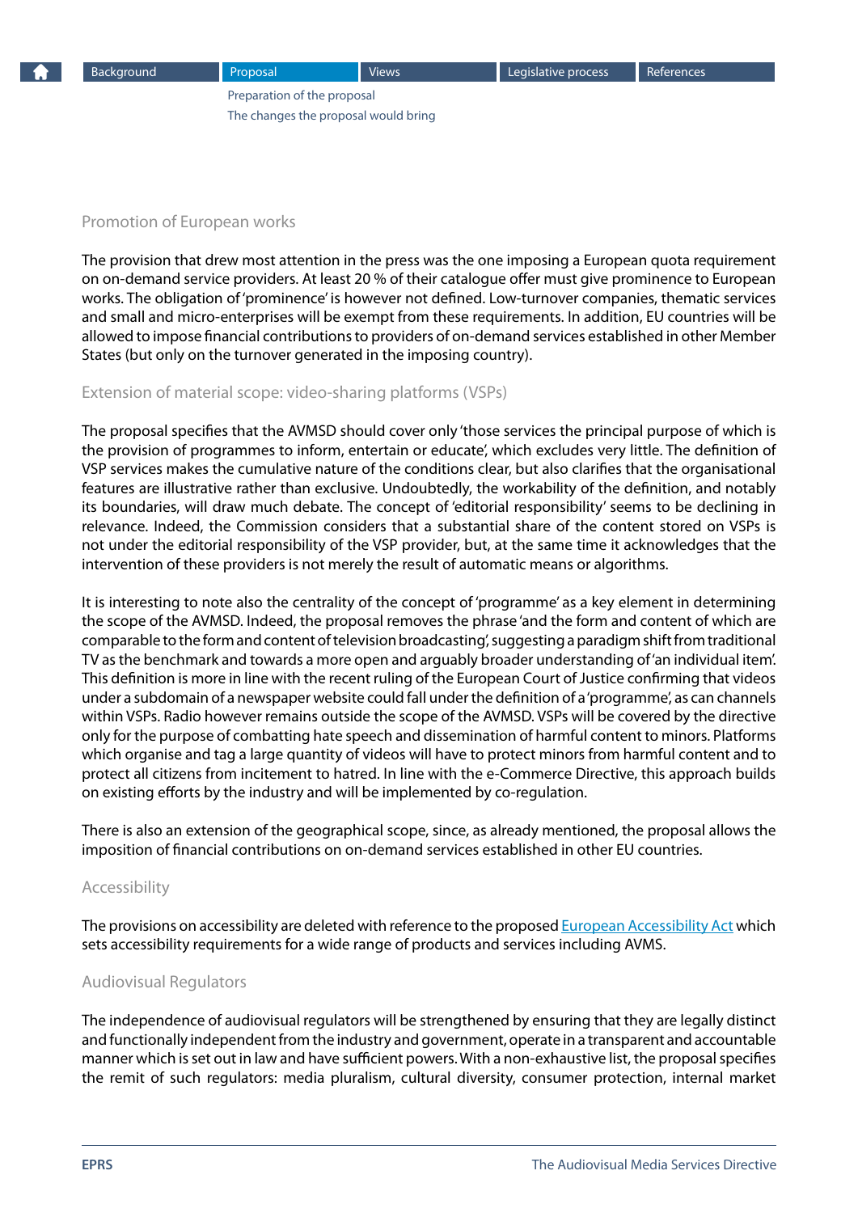### Promotion of European works

The provision that drew most attention in the press was the one imposing a European quota requirement on on-demand service providers. At least 20 % of their catalogue offer must give prominence to European works. The obligation of 'prominence' is however not defined. Low-turnover companies, thematic services and small and micro-enterprises will be exempt from these requirements. In addition, EU countries will be allowed to impose financial contributions to providers of on-demand services established in other Member States (but only on the turnover generated in the imposing country).

### Extension of material scope: video-sharing platforms (VSPs)

The proposal specifies that the AVMSD should cover only 'those services the principal purpose of which is the provision of programmes to inform, entertain or educate', which excludes very little. The definition of VSP services makes the cumulative nature of the conditions clear, but also clarifies that the organisational features are illustrative rather than exclusive. Undoubtedly, the workability of the definition, and notably its boundaries, will draw much debate. The concept of 'editorial responsibility' seems to be declining in relevance. Indeed, the Commission considers that a substantial share of the content stored on VSPs is not under the editorial responsibility of the VSP provider, but, at the same time it acknowledges that the intervention of these providers is not merely the result of automatic means or algorithms.

It is interesting to note also the centrality of the concept of 'programme' as a key element in determining the scope of the AVMSD. Indeed, the proposal removes the phrase 'and the form and content of which are comparable to the form and content of television broadcasting', suggesting a paradigm shift from traditional TV as the benchmark and towards a more open and arguably broader understanding of 'an individual item'. This definition is more in line with the recent ruling of the European Court of Justice confirming that videos under a subdomain of a newspaper website could fall under the definition of a 'programme', as can channels within VSPs. Radio however remains outside the scope of the AVMSD. VSPs will be covered by the directive only for the purpose of combatting hate speech and dissemination of harmful content to minors. Platforms which organise and tag a large quantity of videos will have to protect minors from harmful content and to protect all citizens from incitement to hatred. In line with the e-Commerce Directive, this approach builds on existing efforts by the industry and will be implemented by co-regulation.

There is also an extension of the geographical scope, since, as already mentioned, the proposal allows the imposition of financial contributions on on-demand services established in other EU countries.

### Accessibility

The provisions on accessibility are deleted with reference to the proposed European Accessibility Act which sets accessibility requirements for a wide range of products and services including AVMS.

### Audiovisual Regulators

The independence of audiovisual regulators will be strengthened by ensuring that they are legally distinct and functionally independent from the industry and government, operate in a transparent and accountable manner which is set out in law and have sufficient powers. With a non-exhaustive list, the proposal specifies the remit of such regulators: media pluralism, cultural diversity, consumer protection, internal market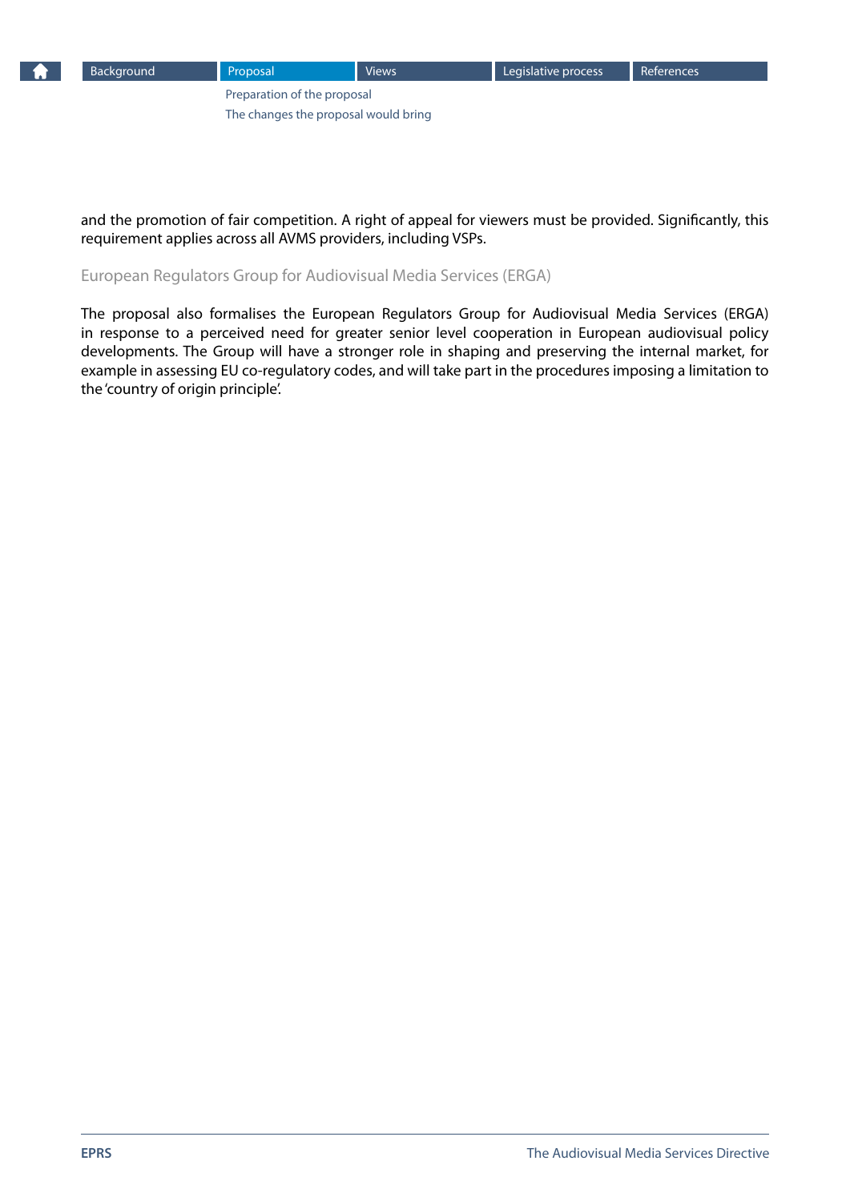and the promotion of fair competition. A right of appeal for viewers must be provided. Significantly, this requirement applies across all AVMS providers, including VSPs.

### European Regulators Group for Audiovisual Media Services (ERGA)

The proposal also formalises the European Regulators Group for Audiovisual Media Services (ERGA) in response to a perceived need for greater senior level cooperation in European audiovisual policy developments. The Group will have a stronger role in shaping and preserving the internal market, for example in assessing EU co-regulatory codes, and will take part in the procedures imposing a limitation to the 'country of origin principle'.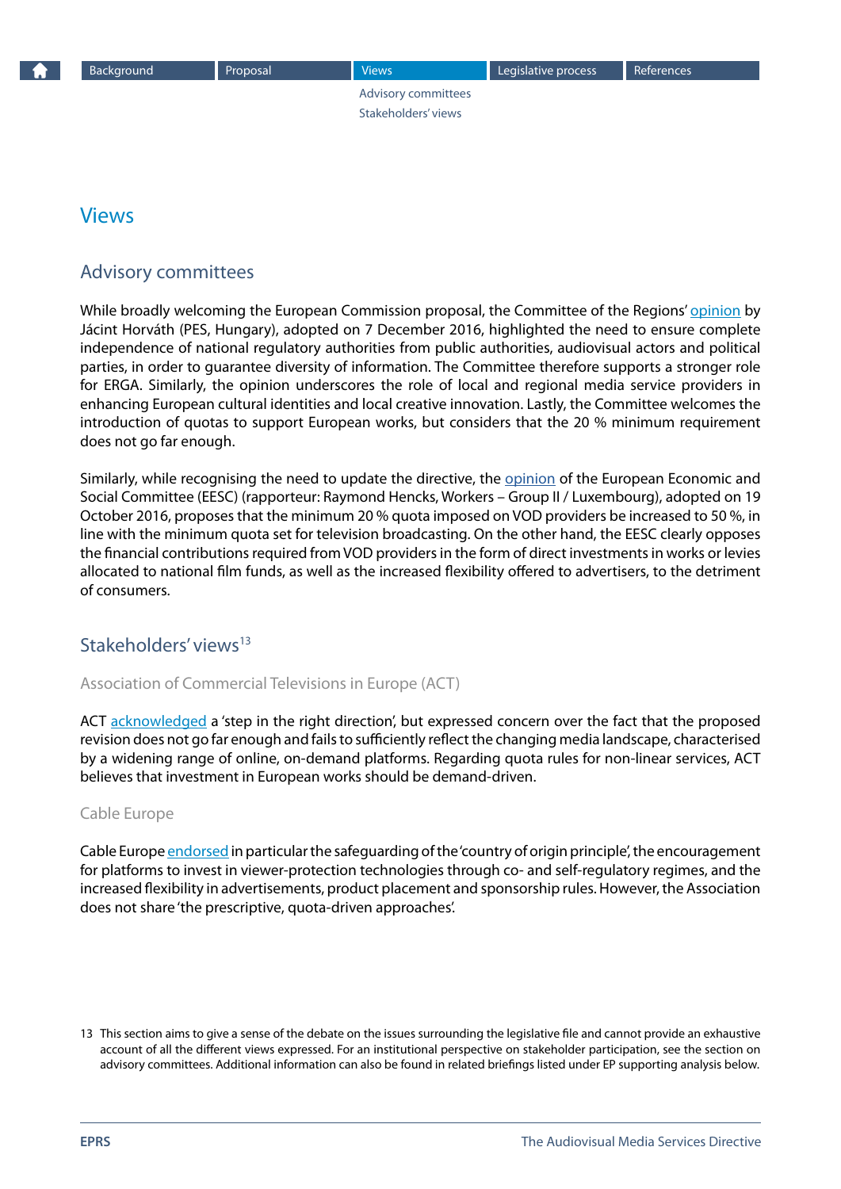## Views

### Advisory committees

While broadly welcoming the European Commission proposal, the Committee of the Regions' opinion by Jácint Horváth (PES, Hungary), adopted on 7 December 2016, highlighted the need to ensure complete independence of national regulatory authorities from public authorities, audiovisual actors and political parties, in order to guarantee diversity of information. The Committee therefore supports a stronger role for ERGA. Similarly, the opinion underscores the role of local and regional media service providers in enhancing European cultural identities and local creative innovation. Lastly, the Committee welcomes the introduction of quotas to support European works, but considers that the 20 % minimum requirement does not go far enough.

Similarly, while recognising the need to update the directive, the opinion of the European Economic and Social Committee (EESC) (rapporteur: Raymond Hencks, Workers – Group II / Luxembourg), adopted on 19 October 2016, proposes that the minimum 20 % quota imposed on VOD providers be increased to 50 %, in line with the minimum quota set for television broadcasting. On the other hand, the EESC clearly opposes the financial contributions required from VOD providers in the form of direct investments in works or levies allocated to national film funds, as well as the increased flexibility offered to advertisers, to the detriment of consumers.

### Stakeholders' views[13]

#### Association of Commercial Televisions in Europe (ACT)

ACT acknowledged a 'step in the right direction', but expressed concern over the fact that the proposed revision does not go far enough and fails to sufficiently reflect the changing media landscape, characterised by a widening range of online, on-demand platforms. Regarding quota rules for non-linear services, ACT believes that investment in European works should be demand-driven.

#### Cable Europe

Cable Europe endorsed in particular the safeguarding of the 'country of origin principle', the encouragement for platforms to invest in viewer-protection technologies through co- and self-regulatory regimes, and the increased flexibility in advertisements, product placement and sponsorship rules. However, the Association does not share 'the prescriptive, quota-driven approaches'.

13 This section aims to give a sense of the debate on the issues surrounding the legislative file and cannot provide an exhaustive account of all the different views expressed. For an institutional perspective on stakeholder participation, see the section on advisory committees. Additional information can also be found in related briefings listed under EP supporting analysis below.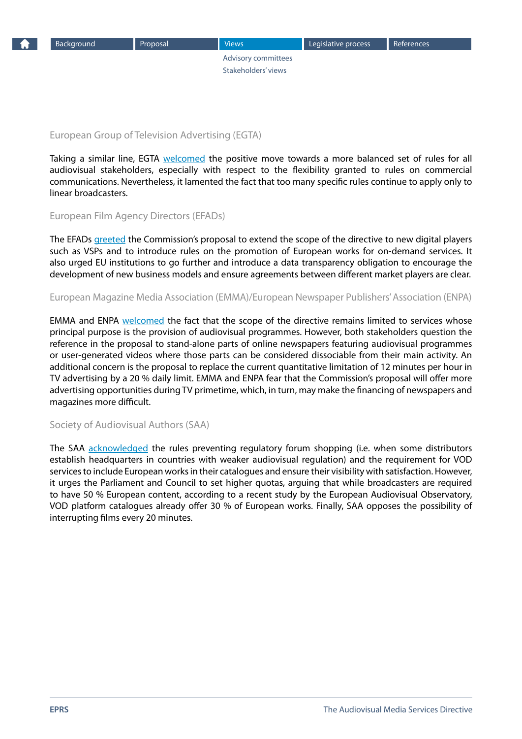### European Group of Television Advertising (EGTA)

Taking a similar line, EGTA welcomed the positive move towards a more balanced set of rules for all audiovisual stakeholders, especially with respect to the flexibility granted to rules on commercial communications. Nevertheless, it lamented the fact that too many specific rules continue to apply only to linear broadcasters.

### European Film Agency Directors (EFADs)

The EFADs greeted the Commission's proposal to extend the scope of the directive to new digital players such as VSPs and to introduce rules on the promotion of European works for on-demand services. It also urged EU institutions to go further and introduce a data transparency obligation to encourage the development of new business models and ensure agreements between different market players are clear.

### European Magazine Media Association (EMMA)/European Newspaper Publishers' Association (ENPA)

EMMA and ENPA welcomed the fact that the scope of the directive remains limited to services whose principal purpose is the provision of audiovisual programmes. However, both stakeholders question the reference in the proposal to stand-alone parts of online newspapers featuring audiovisual programmes or user-generated videos where those parts can be considered dissociable from their main activity. An additional concern is the proposal to replace the current quantitative limitation of 12 minutes per hour in TV advertising by a 20 % daily limit. EMMA and ENPA fear that the Commission's proposal will offer more advertising opportunities during TV primetime, which, in turn, may make the financing of newspapers and magazines more difficult.

### Society of Audiovisual Authors (SAA)

The SAA acknowledged the rules preventing regulatory forum shopping (i.e. when some distributors establish headquarters in countries with weaker audiovisual regulation) and the requirement for VOD services to include European works in their catalogues and ensure their visibility with satisfaction. However, it urges the Parliament and Council to set higher quotas, arguing that while broadcasters are required to have 50 % European content, according to a recent study by the European Audiovisual Observatory, VOD platform catalogues already offer 30 % of European works. Finally, SAA opposes the possibility of interrupting films every 20 minutes.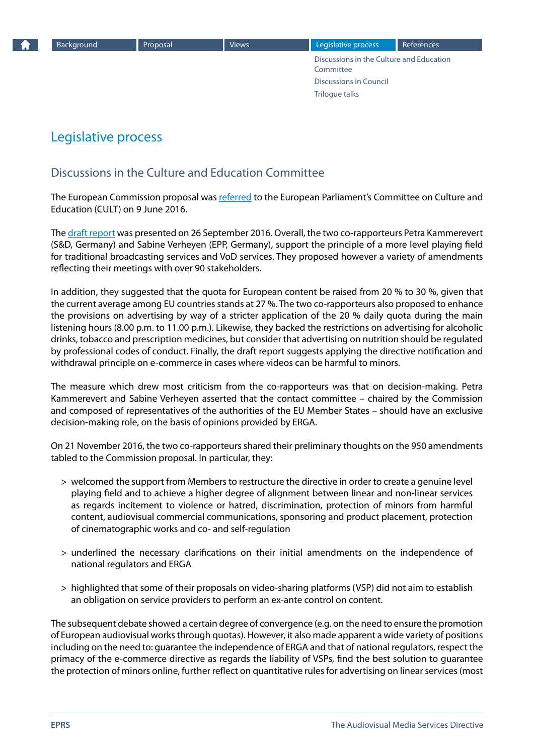# Legislative process

## Discussions in the Culture and Education Committee

The European Commission proposal was referred to the European Parliament's Committee on Culture and Education (CULT) on 9 June 2016.

The draft report was presented on 26 September 2016. Overall, the two co-rapporteurs Petra Kammerevert (S&D, Germany) and Sabine Verheyen (EPP, Germany), support the principle of a more level playing field for traditional broadcasting services and VoD services. They proposed however a variety of amendments reflecting their meetings with over 90 stakeholders.

In addition, they suggested that the quota for European content be raised from 20 % to 30 %, given that the current average among EU countries stands at 27 %. The two co-rapporteurs also proposed to enhance the provisions on advertising by way of a stricter application of the 20 % daily quota during the main listening hours (8.00 p.m. to 11.00 p.m.). Likewise, they backed the restrictions on advertising for alcoholic drinks, tobacco and prescription medicines, but consider that advertising on nutrition should be regulated by professional codes of conduct. Finally, the draft report suggests applying the directive notification and withdrawal principle on e-commerce in cases where videos can be harmful to minors.

The measure which drew most criticism from the co-rapporteurs was that on decision-making. Petra Kammerevert and Sabine Verheyen asserted that the contact committee – chaired by the Commission and composed of representatives of the authorities of the EU Member States – should have an exclusive decision-making role, on the basis of opinions provided by ERGA.

On 21 November 2016, the two co-rapporteurs shared their preliminary thoughts on the 950 amendments tabled to the Commission proposal. In particular, they:

- welcomed the support from Members to restructure the directive in order to create a genuine level playing field and to achieve a higher degree of alignment between linear and non-linear services as regards incitement to violence or hatred, discrimination, protection of minors from harmful content, audiovisual commercial communications, sponsoring and product placement, protection of cinematographic works and co- and self-regulation
- underlined the necessary clarifications on their initial amendments on the independence of national regulators and ERGA
- highlighted that some of their proposals on video-sharing platforms (VSP) did not aim to establish an obligation on service providers to perform an ex-ante control on content.

The subsequent debate showed a certain degree of convergence (e.g. on the need to ensure the promotion of European audiovisual works through quotas). However, it also made apparent a wide variety of positions including on the need to: guarantee the independence of ERGA and that of national regulators, respect the primacy of the e-commerce directive as regards the liability of VSPs, find the best solution to guarantee the protection of minors online, further reflect on quantitative rules for advertising on linear services (most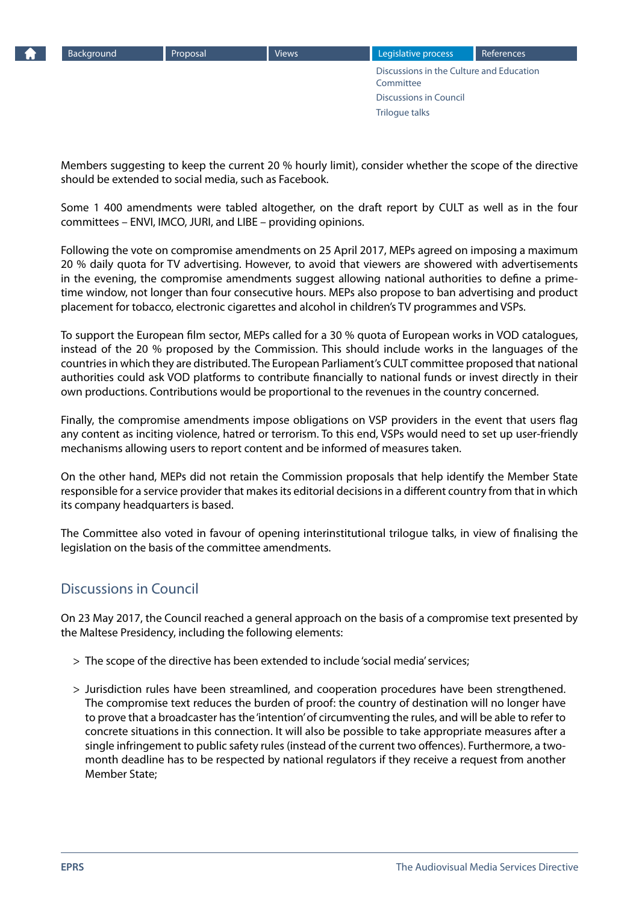Members suggesting to keep the current 20 % hourly limit), consider whether the scope of the directive should be extended to social media, such as Facebook.

Some 1 400 amendments were tabled altogether, on the draft report by CULT as well as in the four committees – ENVI, IMCO, JURI, and LIBE – providing opinions.

Following the vote on compromise amendments on 25 April 2017, MEPs agreed on imposing a maximum 20 % daily quota for TV advertising. However, to avoid that viewers are showered with advertisements in the evening, the compromise amendments suggest allowing national authorities to define a prime-time window, not longer than four consecutive hours. MEPs also propose to ban advertising and product placement for tobacco, electronic cigarettes and alcohol in children's TV programmes and VSPs.

To support the European film sector, MEPs called for a 30 % quota of European works in VOD catalogues, instead of the 20 % proposed by the Commission. This should include works in the languages of the countries in which they are distributed. The European Parliament's CULT committee proposed that national authorities could ask VOD platforms to contribute financially to national funds or invest directly in their own productions. Contributions would be proportional to the revenues in the country concerned.

Finally, the compromise amendments impose obligations on VSP providers in the event that users flag any content as inciting violence, hatred or terrorism. To this end, VSPs would need to set up user-friendly mechanisms allowing users to report content and be informed of measures taken.

On the other hand, MEPs did not retain the Commission proposals that help identify the Member State responsible for a service provider that makes its editorial decisions in a different country from that in which its company headquarters is based.

The Committee also voted in favour of opening interinstitutional trilogue talks, in view of finalising the legislation on the basis of the committee amendments.

## Discussions in Council

On 23 May 2017, the Council reached a general approach on the basis of a compromise text presented by the Maltese Presidency, including the following elements:

> The scope of the directive has been extended to include 'social media' services;

> Jurisdiction rules have been streamlined, and cooperation procedures have been strengthened. The compromise text reduces the burden of proof: the country of destination will no longer have to prove that a broadcaster has the 'intention' of circumventing the rules, and will be able to refer to concrete situations in this connection. It will also be possible to take appropriate measures after a single infringement to public safety rules (instead of the current two offences). Furthermore, a two-month deadline has to be respected by national regulators if they receive a request from another Member State;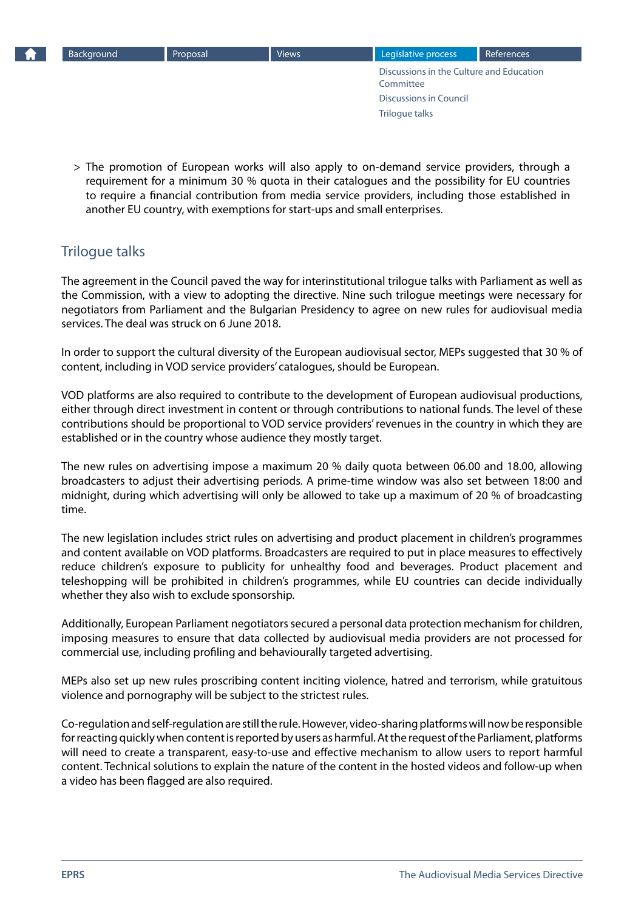> The promotion of European works will also apply to on-demand service providers, through a requirement for a minimum 30 % quota in their catalogues and the possibility for EU countries to require a financial contribution from media service providers, including those established in another EU country, with exemptions for start-ups and small enterprises.

## Trilogue talks

The agreement in the Council paved the way for interinstitutional trilogue talks with Parliament as well as the Commission, with a view to adopting the directive. Nine such trilogue meetings were necessary for negotiators from Parliament and the Bulgarian Presidency to agree on new rules for audiovisual media services. The deal was struck on 6 June 2018.

In order to support the cultural diversity of the European audiovisual sector, MEPs suggested that 30 % of content, including in VOD service providers' catalogues, should be European.

VOD platforms are also required to contribute to the development of European audiovisual productions, either through direct investment in content or through contributions to national funds. The level of these contributions should be proportional to VOD service providers' revenues in the country in which they are established or in the country whose audience they mostly target.

The new rules on advertising impose a maximum 20 % daily quota between 06.00 and 18.00, allowing broadcasters to adjust their advertising periods. A prime-time window was also set between 18:00 and midnight, during which advertising will only be allowed to take up a maximum of 20 % of broadcasting time.

The new legislation includes strict rules on advertising and product placement in children's programmes and content available on VOD platforms. Broadcasters are required to put in place measures to effectively reduce children's exposure to publicity for unhealthy food and beverages. Product placement and teleshopping will be prohibited in children's programmes, while EU countries can decide individually whether they also wish to exclude sponsorship.

Additionally, European Parliament negotiators secured a personal data protection mechanism for children, imposing measures to ensure that data collected by audiovisual media providers are not processed for commercial use, including profiling and behaviourally targeted advertising.

MEPs also set up new rules proscribing content inciting violence, hatred and terrorism, while gratuitous violence and pornography will be subject to the strictest rules.

Co-regulation and self-regulation are still the rule. However, video-sharing platforms will now be responsible for reacting quickly when content is reported by users as harmful. At the request of the Parliament, platforms will need to create a transparent, easy-to-use and effective mechanism to allow users to report harmful content. Technical solutions to explain the nature of the content in the hosted videos and follow-up when a video has been flagged are also required.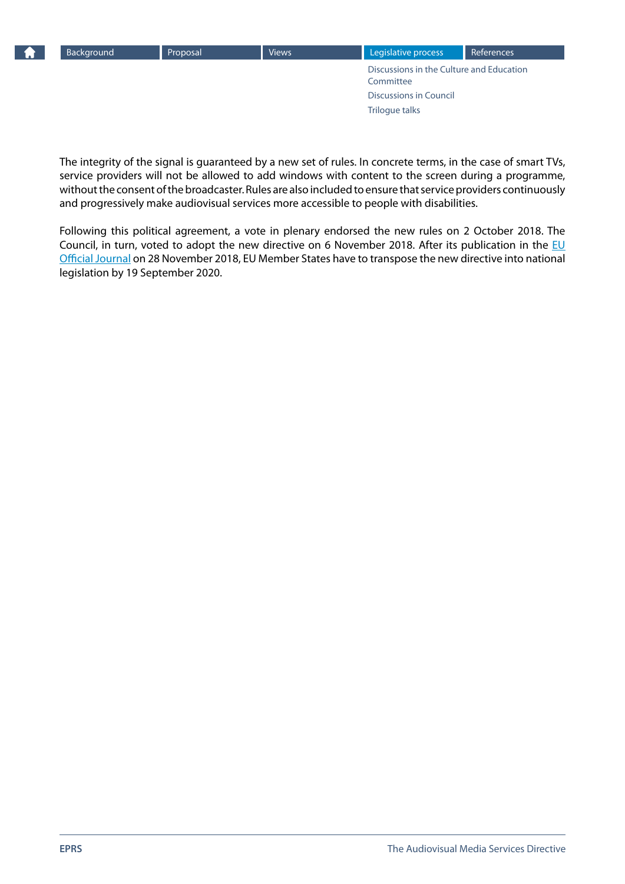The integrity of the signal is guaranteed by a new set of rules. In concrete terms, in the case of smart TVs, service providers will not be allowed to add windows with content to the screen during a programme, without the consent of the broadcaster. Rules are also included to ensure that service providers continuously and progressively make audiovisual services more accessible to people with disabilities.

Following this political agreement, a vote in plenary endorsed the new rules on 2 October 2018. The Council, in turn, voted to adopt the new directive on 6 November 2018. After its publication in the EU Official Journal on 28 November 2018, EU Member States have to transpose the new directive into national legislation by 19 September 2020.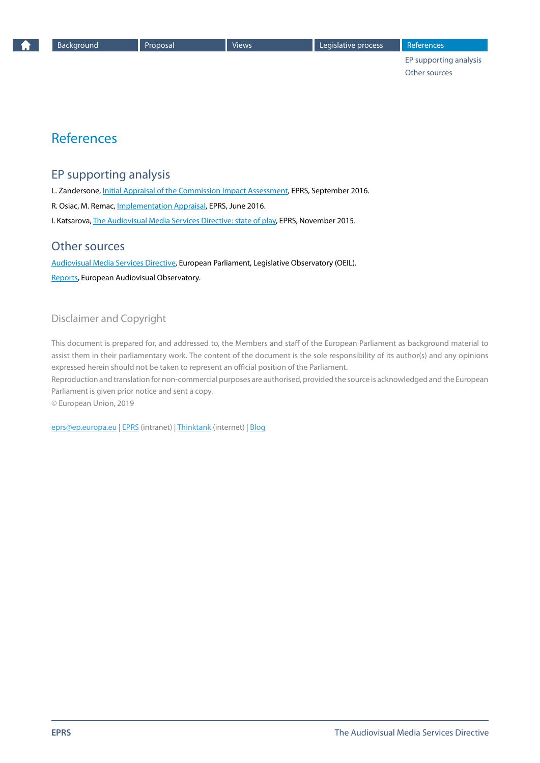# References

## EP supporting analysis

L. Zandersone, Initial Appraisal of the Commission Impact Assessment, EPRS, September 2016.

R. Osiac, M. Remac, Implementation Appraisal, EPRS, June 2016.

I. Katsarova, The Audiovisual Media Services Directive: state of play, EPRS, November 2015.

## Other sources

Audiovisual Media Services Directive, European Parliament, Legislative Observatory (OEIL).

Reports, European Audiovisual Observatory.

## Disclaimer and Copyright

This document is prepared for, and addressed to, the Members and staff of the European Parliament as background material to assist them in their parliamentary work. The content of the document is the sole responsibility of its author(s) and any opinions expressed herein should not be taken to represent an official position of the Parliament.

Reproduction and translation for non-commercial purposes are authorised, provided the source is acknowledged and the European Parliament is given prior notice and sent a copy.

© European Union, 2019

eprs@ep.europa.eu | EPRS (intranet) | Thinktank (internet) | Blog